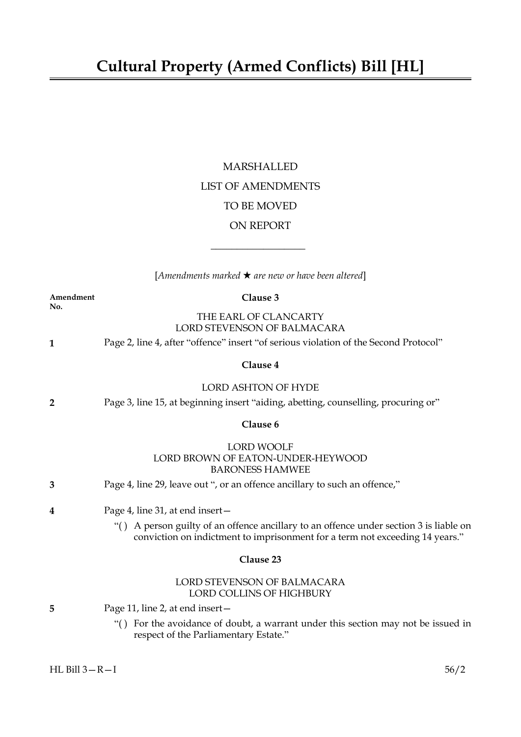# Cultural Property (Armed Conflicts) Bill [HL]

MARSHALLED

LIST OF AMENDMENTS

TO BE MOVED

ON REPORT

---

[*Amendments marked ★ are new or have been altered*]

**Amendment No.**

**Clause 3**

THE EARL OF CLANCARTY
LORD STEVENSON OF BALMACARA

**1** Page 2, line 4, after "offence" insert "of serious violation of the Second Protocol"

**Clause 4**

LORD ASHTON OF HYDE

**2** Page 3, line 15, at beginning insert "aiding, abetting, counselling, procuring or"

**Clause 6**

LORD WOOLF
LORD BROWN OF EATON-UNDER-HEYWOOD
BARONESS HAMWEE

**3** Page 4, line 29, leave out ", or an offence ancillary to such an offence,"

**4** Page 4, line 31, at end insert—

"( ) A person guilty of an offence ancillary to an offence under section 3 is liable on conviction on indictment to imprisonment for a term not exceeding 14 years."

**Clause 23**

LORD STEVENSON OF BALMACARA
LORD COLLINS OF HIGHBURY

**5** Page 11, line 2, at end insert—

"( ) For the avoidance of doubt, a warrant under this section may not be issued in respect of the Parliamentary Estate."

HL Bill 3—R—I 56/2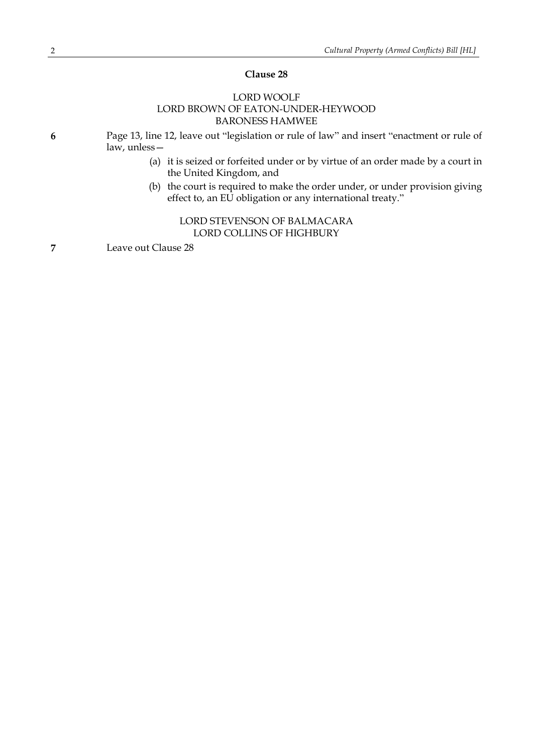**Clause 28**

LORD WOOLF
LORD BROWN OF EATON-UNDER-HEYWOOD
BARONESS HAMWEE

**6** Page 13, line 12, leave out "legislation or rule of law" and insert "enactment or rule of law, unless—

(a) it is seized or forfeited under or by virtue of an order made by a court in the United Kingdom, and

(b) the court is required to make the order under, or under provision giving effect to, an EU obligation or any international treaty."

LORD STEVENSON OF BALMACARA
LORD COLLINS OF HIGHBURY

**7** Leave out Clause 28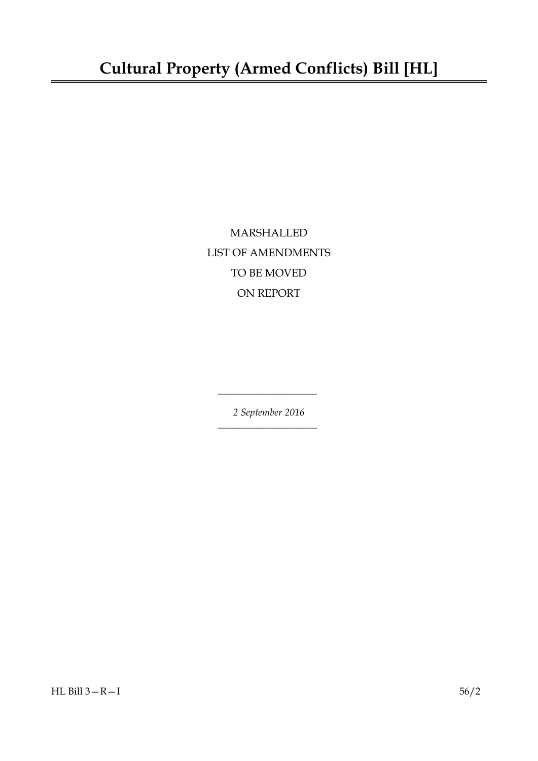# Cultural Property (Armed Conflicts) Bill [HL]

MARSHALLED

LIST OF AMENDMENTS

TO BE MOVED

ON REPORT

*2 September 2016*

HL Bill 3—R—I

56/2